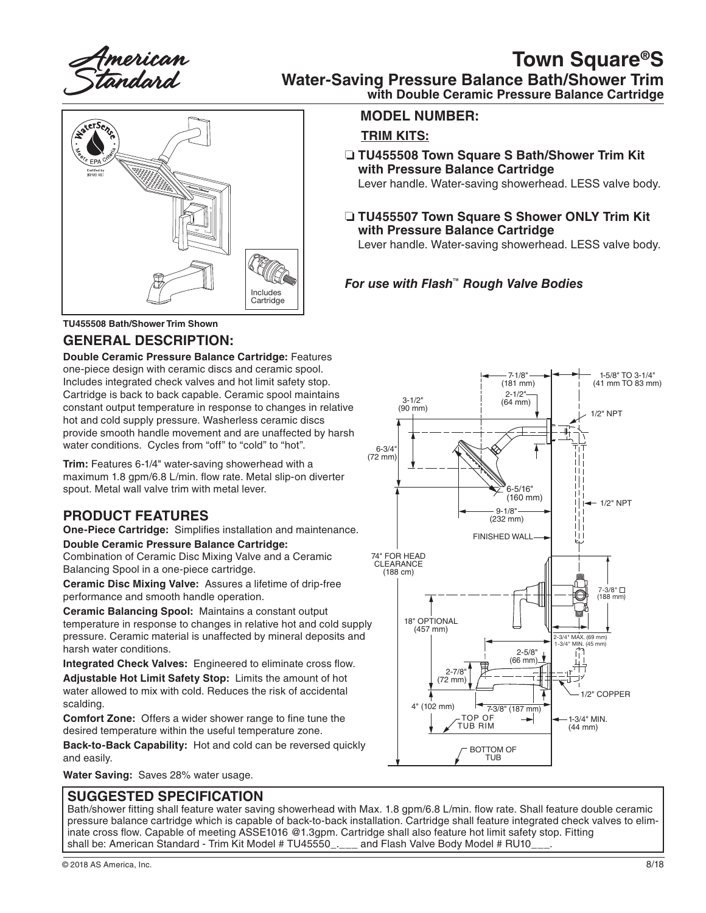# Town Square®S

## Water-Saving Pressure Balance Bath/Shower Trim

### with Double Ceramic Pressure Balance Cartridge

## MODEL NUMBER:

### TRIM KITS:

❑ **TU455508 Town Square S Bath/Shower Trim Kit with Pressure Balance Cartridge**
Lever handle. Water-saving showerhead. LESS valve body.

❑ **TU455507 Town Square S Shower ONLY Trim Kit with Pressure Balance Cartridge**
Lever handle. Water-saving showerhead. LESS valve body.

***For use with Flash™ Rough Valve Bodies***

Includes Cartridge

**TU455508 Bath/Shower Trim Shown**

## GENERAL DESCRIPTION:

**Double Ceramic Pressure Balance Cartridge:** Features one-piece design with ceramic discs and ceramic spool. Includes integrated check valves and hot limit safety stop. Cartridge is back to back capable. Ceramic spool maintains constant output temperature in response to changes in relative hot and cold supply pressure. Washerless ceramic discs provide smooth handle movement and are unaffected by harsh water conditions. Cycles from "off" to "cold" to "hot".

**Trim:** Features 6-1/4" water-saving showerhead with a maximum 1.8 gpm/6.8 L/min. flow rate. Metal slip-on diverter spout. Metal wall valve trim with metal lever.

## PRODUCT FEATURES

**One-Piece Cartridge:** Simplifies installation and maintenance.

**Double Ceramic Pressure Balance Cartridge:** Combination of Ceramic Disc Mixing Valve and a Ceramic Balancing Spool in a one-piece cartridge.

**Ceramic Disc Mixing Valve:** Assures a lifetime of drip-free performance and smooth handle operation.

**Ceramic Balancing Spool:** Maintains a constant output temperature in response to changes in relative hot and cold supply pressure. Ceramic material is unaffected by mineral deposits and harsh water conditions.

**Integrated Check Valves:** Engineered to eliminate cross flow.

**Adjustable Hot Limit Safety Stop:** Limits the amount of hot water allowed to mix with cold. Reduces the risk of accidental scalding.

**Comfort Zone:** Offers a wider shower range to fine tune the desired temperature within the useful temperature zone.

**Back-to-Back Capability:** Hot and cold can be reversed quickly and easily.

**Water Saving:** Saves 28% water usage.

7-1/8" (181 mm) | 1-5/8" TO 3-1/4" (41 mm TO 83 mm) | 2-1/2" (64 mm) | 3-1/2" (90 mm) | 1/2" NPT | 6-3/4" (72 mm) | 6-5/16" (160 mm) | 1/2" NPT | 9-1/8" (232 mm) | FINISHED WALL | 74" FOR HEAD CLEARANCE (188 cm) | 7-3/8" □ (188 mm) | 18" OPTIONAL (457 mm) | 2-3/4" MAX. (69 mm) 1-3/4" MIN. (45 mm) | 2-5/8" (66 mm) | 2-7/8" (72 mm) | 1/2" COPPER | 4" (102 mm) | 7-3/8" (187 mm) | TOP OF TUB RIM | 1-3/4" MIN. (44 mm) | BOTTOM OF TUB

## SUGGESTED SPECIFICATION

Bath/shower fitting shall feature water saving showerhead with Max. 1.8 gpm/6.8 L/min. flow rate. Shall feature double ceramic pressure balance cartridge which is capable of back-to-back installation. Cartridge shall feature integrated check valves to eliminate cross flow. Capable of meeting ASSE1016 @1.3gpm. Cartridge shall also feature hot limit safety stop. Fitting shall be: American Standard - Trim Kit Model # TU45550_.___ and Flash Valve Body Model # RU10___.

© 2018 AS America, Inc. 8/18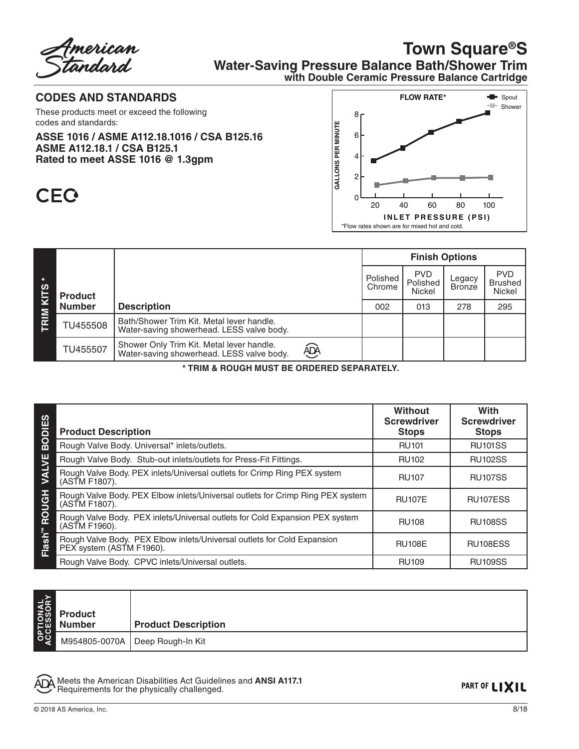American Standard

# Town Square®S

## Water-Saving Pressure Balance Bath/Shower Trim

### with Double Ceramic Pressure Balance Cartridge

## CODES AND STANDARDS

These products meet or exceed the following codes and standards:

**ASSE 1016 / ASME A112.18.1016 / CSA B125.16**
**ASME A112.18.1 / CSA B125.1**
**Rated to meet ASSE 1016 @ 1.3gpm**

CEC

FLOW RATE*

Spout
Shower

GALLONS PER MINUTE

0
2
4
6
8

20 40 60 80 100

INLET PRESSURE (PSI)

*Flow rates shown are for mixed hot and cold.

| TRIM KITS * | | Finish Options | | | |
|---|---|---|---|---|---|
| | | Polished Chrome | PVD Polished Nickel | Legacy Bronze | PVD Brushed Nickel |
| Product Number | Description | 002 | 013 | 278 | 295 |
| TU455508 | Bath/Shower Trim Kit. Metal lever handle. Water-saving showerhead. LESS valve body. | | | | |
| TU455507 | Shower Only Trim Kit. Metal lever handle. Water-saving showerhead. LESS valve body. ADA | | | | |

**\* TRIM & ROUGH MUST BE ORDERED SEPARATELY.**

Flash™ ROUGH VALVE BODIES

| Product Description | Without Screwdriver Stops | With Screwdriver Stops |
|---|---|---|
| Rough Valve Body. Universal* inlets/outlets. | RU101 | RU101SS |
| Rough Valve Body. Stub-out inlets/outlets for Press-Fit Fittings. | RU102 | RU102SS |
| Rough Valve Body. PEX inlets/Universal outlets for Crimp Ring PEX system (ASTM F1807). | RU107 | RU107SS |
| Rough Valve Body. PEX Elbow inlets/Universal outlets for Crimp Ring PEX system (ASTM F1807). | RU107E | RU107ESS |
| Rough Valve Body. PEX inlets/Universal outlets for Cold Expansion PEX system (ASTM F1960). | RU108 | RU108SS |
| Rough Valve Body. PEX Elbow inlets/Universal outlets for Cold Expansion PEX system (ASTM F1960). | RU108E | RU108ESS |
| Rough Valve Body. CPVC inlets/Universal outlets. | RU109 | RU109SS |

OPTIONAL ACCESSORY

| Product Number | Product Description |
|---|---|
| M954805-0070A | Deep Rough-In Kit |

ADA Meets the American Disabilities Act Guidelines and **ANSI A117.1** Requirements for the physically challenged.

PART OF LIXIL

© 2018 AS America, Inc. 8/18